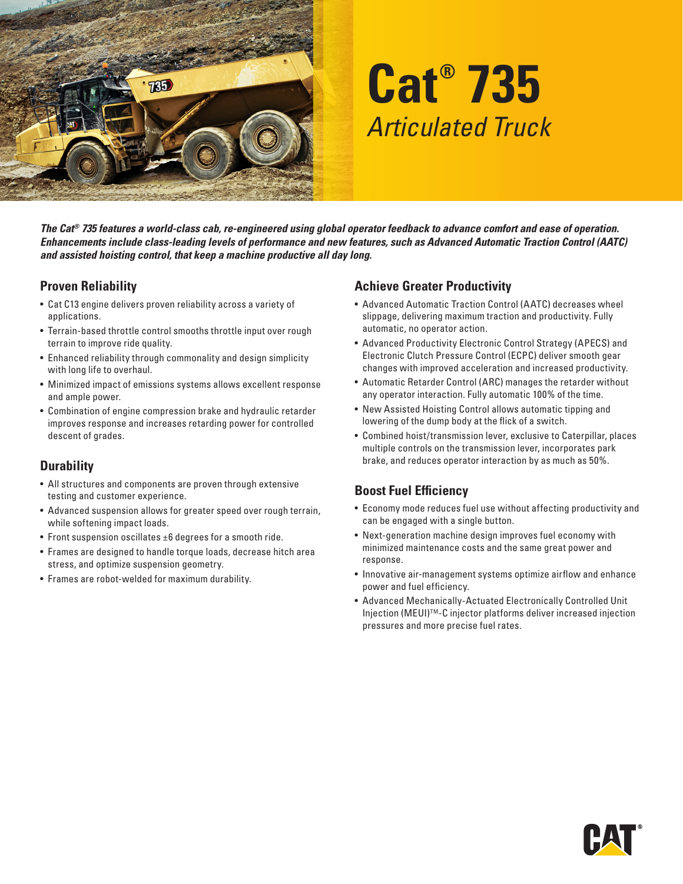# Cat® 735

## *Articulated Truck*

***The Cat® 735 features a world-class cab, re-engineered using global operator feedback to advance comfort and ease of operation. Enhancements include class-leading levels of performance and new features, such as Advanced Automatic Traction Control (AATC) and assisted hoisting control, that keep a machine productive all day long.***

## Proven Reliability

- Cat C13 engine delivers proven reliability across a variety of applications.
- Terrain-based throttle control smooths throttle input over rough terrain to improve ride quality.
- Enhanced reliability through commonality and design simplicity with long life to overhaul.
- Minimized impact of emissions systems allows excellent response and ample power.
- Combination of engine compression brake and hydraulic retarder improves response and increases retarding power for controlled descent of grades.

## Durability

- All structures and components are proven through extensive testing and customer experience.
- Advanced suspension allows for greater speed over rough terrain, while softening impact loads.
- Front suspension oscillates ±6 degrees for a smooth ride.
- Frames are designed to handle torque loads, decrease hitch area stress, and optimize suspension geometry.
- Frames are robot-welded for maximum durability.

## Achieve Greater Productivity

- Advanced Automatic Traction Control (AATC) decreases wheel slippage, delivering maximum traction and productivity. Fully automatic, no operator action.
- Advanced Productivity Electronic Control Strategy (APECS) and Electronic Clutch Pressure Control (ECPC) deliver smooth gear changes with improved acceleration and increased productivity.
- Automatic Retarder Control (ARC) manages the retarder without any operator interaction. Fully automatic 100% of the time.
- New Assisted Hoisting Control allows automatic tipping and lowering of the dump body at the flick of a switch.
- Combined hoist/transmission lever, exclusive to Caterpillar, places multiple controls on the transmission lever, incorporates park brake, and reduces operator interaction by as much as 50%.

## Boost Fuel Efficiency

- Economy mode reduces fuel use without affecting productivity and can be engaged with a single button.
- Next-generation machine design improves fuel economy with minimized maintenance costs and the same great power and response.
- Innovative air-management systems optimize airflow and enhance power and fuel efficiency.
- Advanced Mechanically-Actuated Electronically Controlled Unit Injection (MEUI)™-C injector platforms deliver increased injection pressures and more precise fuel rates.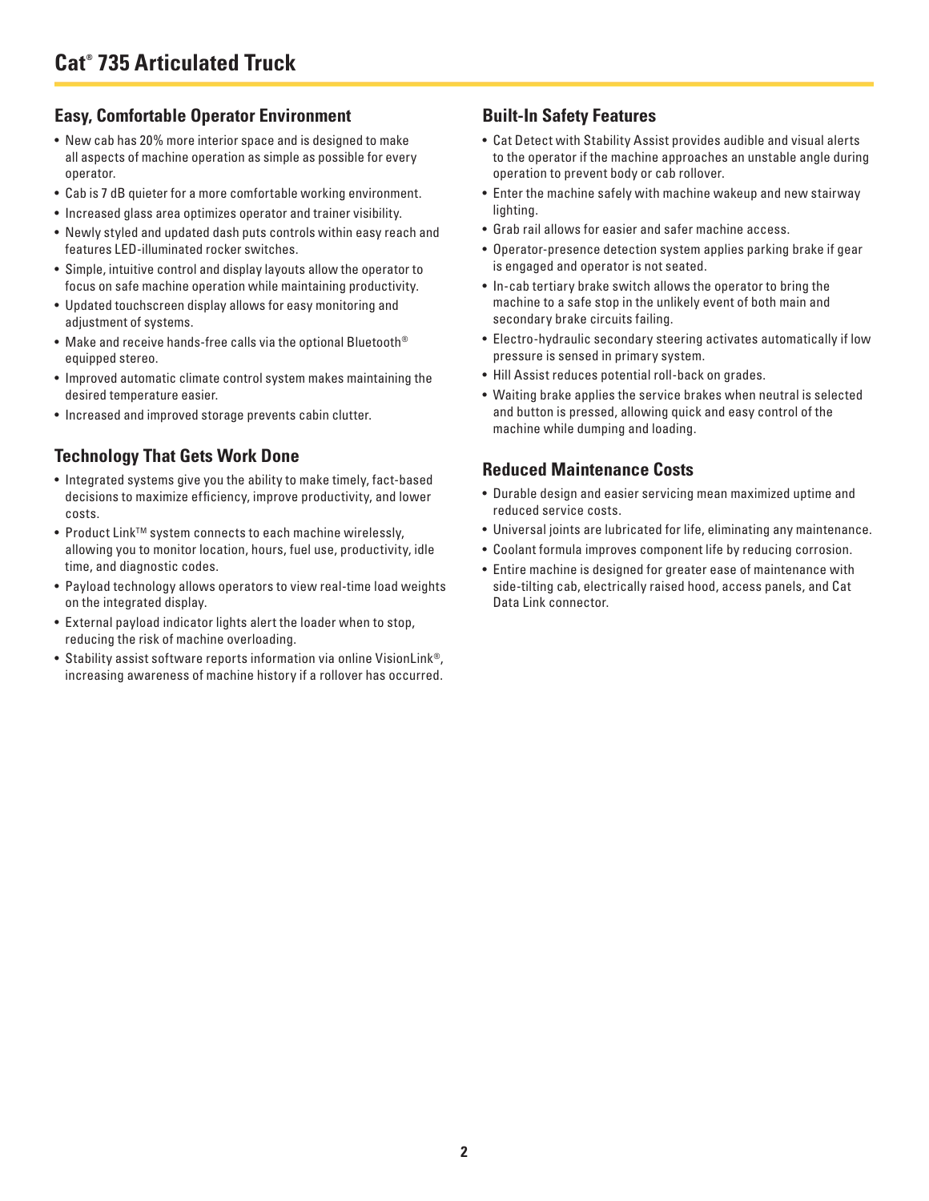# Cat® 735 Articulated Truck

## Easy, Comfortable Operator Environment

- New cab has 20% more interior space and is designed to make all aspects of machine operation as simple as possible for every operator.
- Cab is 7 dB quieter for a more comfortable working environment.
- Increased glass area optimizes operator and trainer visibility.
- Newly styled and updated dash puts controls within easy reach and features LED-illuminated rocker switches.
- Simple, intuitive control and display layouts allow the operator to focus on safe machine operation while maintaining productivity.
- Updated touchscreen display allows for easy monitoring and adjustment of systems.
- Make and receive hands-free calls via the optional Bluetooth® equipped stereo.
- Improved automatic climate control system makes maintaining the desired temperature easier.
- Increased and improved storage prevents cabin clutter.

## Technology That Gets Work Done

- Integrated systems give you the ability to make timely, fact-based decisions to maximize efficiency, improve productivity, and lower costs.
- Product Link™ system connects to each machine wirelessly, allowing you to monitor location, hours, fuel use, productivity, idle time, and diagnostic codes.
- Payload technology allows operators to view real-time load weights on the integrated display.
- External payload indicator lights alert the loader when to stop, reducing the risk of machine overloading.
- Stability assist software reports information via online VisionLink®, increasing awareness of machine history if a rollover has occurred.

## Built-In Safety Features

- Cat Detect with Stability Assist provides audible and visual alerts to the operator if the machine approaches an unstable angle during operation to prevent body or cab rollover.
- Enter the machine safely with machine wakeup and new stairway lighting.
- Grab rail allows for easier and safer machine access.
- Operator-presence detection system applies parking brake if gear is engaged and operator is not seated.
- In-cab tertiary brake switch allows the operator to bring the machine to a safe stop in the unlikely event of both main and secondary brake circuits failing.
- Electro-hydraulic secondary steering activates automatically if low pressure is sensed in primary system.
- Hill Assist reduces potential roll-back on grades.
- Waiting brake applies the service brakes when neutral is selected and button is pressed, allowing quick and easy control of the machine while dumping and loading.

## Reduced Maintenance Costs

- Durable design and easier servicing mean maximized uptime and reduced service costs.
- Universal joints are lubricated for life, eliminating any maintenance.
- Coolant formula improves component life by reducing corrosion.
- Entire machine is designed for greater ease of maintenance with side-tilting cab, electrically raised hood, access panels, and Cat Data Link connector.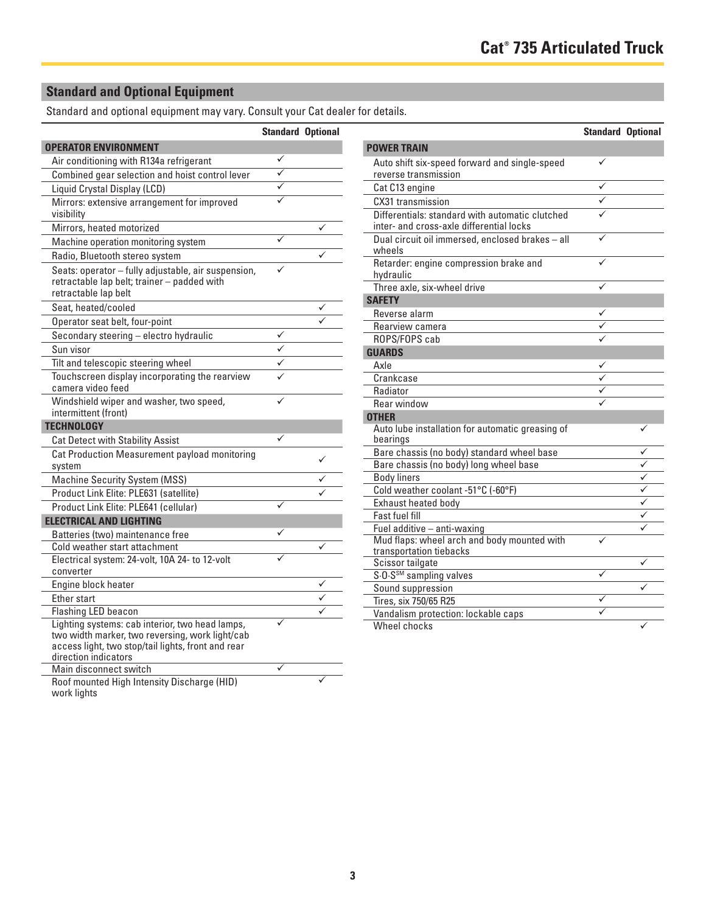## Standard and Optional Equipment

Standard and optional equipment may vary. Consult your Cat dealer for details.

| | Standard | Optional |
|---|---|---|
| **OPERATOR ENVIRONMENT** | | |
| Air conditioning with R134a refrigerant | ✓ | |
| Combined gear selection and hoist control lever | ✓ | |
| Liquid Crystal Display (LCD) | ✓ | |
| Mirrors: extensive arrangement for improved visibility | ✓ | |
| Mirrors, heated motorized | | ✓ |
| Machine operation monitoring system | ✓ | |
| Radio, Bluetooth stereo system | | ✓ |
| Seats: operator – fully adjustable, air suspension, retractable lap belt; trainer – padded with retractable lap belt | ✓ | |
| Seat, heated/cooled | | ✓ |
| Operator seat belt, four-point | | ✓ |
| Secondary steering – electro hydraulic | ✓ | |
| Sun visor | ✓ | |
| Tilt and telescopic steering wheel | ✓ | |
| Touchscreen display incorporating the rearview camera video feed | ✓ | |
| Windshield wiper and washer, two speed, intermittent (front) | ✓ | |
| **TECHNOLOGY** | | |
| Cat Detect with Stability Assist | ✓ | |
| Cat Production Measurement payload monitoring system | | ✓ |
| Machine Security System (MSS) | | ✓ |
| Product Link Elite: PLE631 (satellite) | | ✓ |
| Product Link Elite: PLE641 (cellular) | ✓ | |
| **ELECTRICAL AND LIGHTING** | | |
| Batteries (two) maintenance free | ✓ | |
| Cold weather start attachment | | ✓ |
| Electrical system: 24-volt, 10A 24- to 12-volt converter | ✓ | |
| Engine block heater | | ✓ |
| Ether start | | ✓ |
| Flashing LED beacon | | ✓ |
| Lighting systems: cab interior, two head lamps, two width marker, two reversing, work light/cab access light, two stop/tail lights, front and rear direction indicators | ✓ | |
| Main disconnect switch | ✓ | |
| Roof mounted High Intensity Discharge (HID) work lights | | ✓ |

| | Standard | Optional |
|---|---|---|
| **POWER TRAIN** | | |
| Auto shift six-speed forward and single-speed reverse transmission | ✓ | |
| Cat C13 engine | ✓ | |
| CX31 transmission | ✓ | |
| Differentials: standard with automatic clutched inter- and cross-axle differential locks | ✓ | |
| Dual circuit oil immersed, enclosed brakes – all wheels | ✓ | |
| Retarder: engine compression brake and hydraulic | ✓ | |
| Three axle, six-wheel drive | ✓ | |
| **SAFETY** | | |
| Reverse alarm | ✓ | |
| Rearview camera | ✓ | |
| ROPS/FOPS cab | ✓ | |
| **GUARDS** | | |
| Axle | ✓ | |
| Crankcase | ✓ | |
| Radiator | ✓ | |
| Rear window | ✓ | |
| **OTHER** | | |
| Auto lube installation for automatic greasing of bearings | | ✓ |
| Bare chassis (no body) standard wheel base | | ✓ |
| Bare chassis (no body) long wheel base | | ✓ |
| Body liners | | ✓ |
| Cold weather coolant -51°C (-60°F) | | ✓ |
| Exhaust heated body | | ✓ |
| Fast fuel fill | | ✓ |
| Fuel additive – anti-waxing | | ✓ |
| Mud flaps: wheel arch and body mounted with transportation tiebacks | ✓ | |
| Scissor tailgate | | ✓ |
| S·O·S[SM] sampling valves | ✓ | |
| Sound suppression | | ✓ |
| Tires, six 750/65 R25 | ✓ | |
| Vandalism protection: lockable caps | ✓ | |
| Wheel chocks | | ✓ |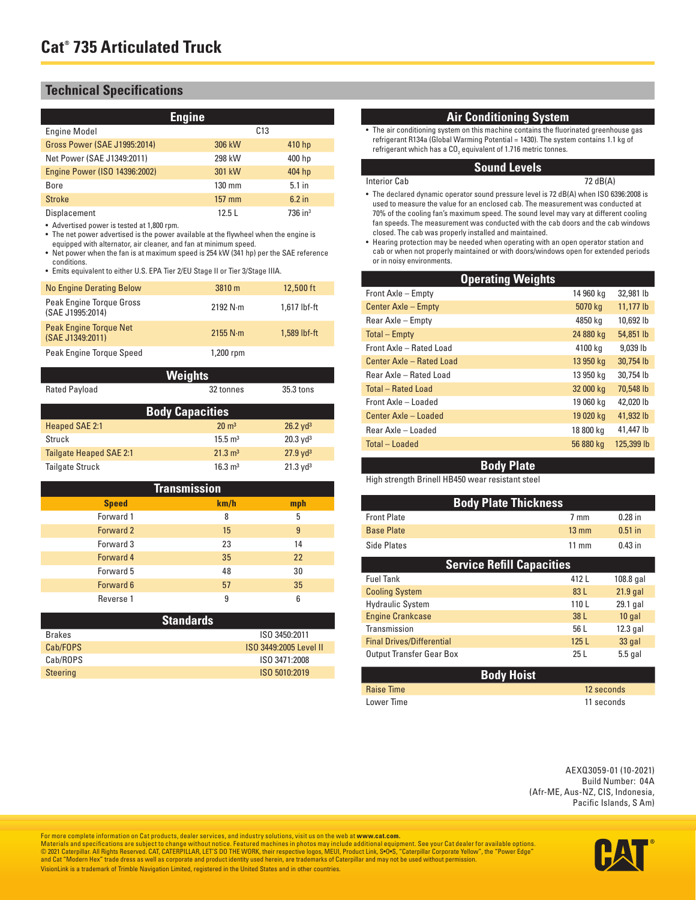# Cat® 735 Articulated Truck

## Technical Specifications

### Engine

| | | |
|---|---|---|
| Engine Model | C13 | |
| Gross Power (SAE J1995:2014) | 306 kW | 410 hp |
| Net Power (SAE J1349:2011) | 298 kW | 400 hp |
| Engine Power (ISO 14396:2002) | 301 kW | 404 hp |
| Bore | 130 mm | 5.1 in |
| Stroke | 157 mm | 6.2 in |
| Displacement | 12.5 L | 736 in³ |

- Advertised power is tested at 1,800 rpm.
- The net power advertised is the power available at the flywheel when the engine is equipped with alternator, air cleaner, and fan at minimum speed.
- Net power when the fan is at maximum speed is 254 kW (341 hp) per the SAE reference conditions.
- Emits equivalent to either U.S. EPA Tier 2/EU Stage II or Tier 3/Stage IIIA.

| | | |
|---|---|---|
| No Engine Derating Below | 3810 m | 12,500 ft |
| Peak Engine Torque Gross (SAE J1995:2014) | 2192 N·m | 1,617 lbf-ft |
| Peak Engine Torque Net (SAE J1349:2011) | 2155 N·m | 1,589 lbf-ft |
| Peak Engine Torque Speed | 1,200 rpm | |

### Weights

| | | |
|---|---|---|
| Rated Payload | 32 tonnes | 35.3 tons |

### Body Capacities

| | | |
|---|---|---|
| Heaped SAE 2:1 | 20 m³ | 26.2 yd³ |
| Struck | 15.5 m³ | 20.3 yd³ |
| Tailgate Heaped SAE 2:1 | 21.3 m³ | 27.9 yd³ |
| Tailgate Struck | 16.3 m³ | 21.3 yd³ |

### Transmission

| Speed | km/h | mph |
|---|---|---|
| Forward 1 | 8 | 5 |
| Forward 2 | 15 | 9 |
| Forward 3 | 23 | 14 |
| Forward 4 | 35 | 22 |
| Forward 5 | 48 | 30 |
| Forward 6 | 57 | 35 |
| Reverse 1 | 9 | 6 |

### Standards

| | |
|---|---|
| Brakes | ISO 3450:2011 |
| Cab/FOPS | ISO 3449:2005 Level II |
| Cab/ROPS | ISO 3471:2008 |
| Steering | ISO 5010:2019 |

### Air Conditioning System

- The air conditioning system on this machine contains the fluorinated greenhouse gas refrigerant R134a (Global Warming Potential = 1430). The system contains 1.1 kg of refrigerant which has a $CO_2$ equivalent of 1.716 metric tonnes.

### Sound Levels

| | |
|---|---|
| Interior Cab | 72 dB(A) |

- The declared dynamic operator sound pressure level is 72 dB(A) when ISO 6396:2008 is used to measure the value for an enclosed cab. The measurement was conducted at 70% of the cooling fan's maximum speed. The sound level may vary at different cooling fan speeds. The measurement was conducted with the cab doors and the cab windows closed. The cab was properly installed and maintained.
- Hearing protection may be needed when operating with an open operator station and cab or when not properly maintained or with doors/windows open for extended periods or in noisy environments.

### Operating Weights

| | | |
|---|---|---|
| Front Axle – Empty | 14 960 kg | 32,981 lb |
| Center Axle – Empty | 5070 kg | 11,177 lb |
| Rear Axle – Empty | 4850 kg | 10,692 lb |
| Total – Empty | 24 880 kg | 54,851 lb |
| Front Axle – Rated Load | 4100 kg | 9,039 lb |
| Center Axle – Rated Load | 13 950 kg | 30,754 lb |
| Rear Axle – Rated Load | 13 950 kg | 30,754 lb |
| Total – Rated Load | 32 000 kg | 70,548 lb |
| Front Axle – Loaded | 19 060 kg | 42,020 lb |
| Center Axle – Loaded | 19 020 kg | 41,932 lb |
| Rear Axle – Loaded | 18 800 kg | 41,447 lb |
| Total – Loaded | 56 880 kg | 125,399 lb |

### Body Plate

High strength Brinell HB450 wear resistant steel

### Body Plate Thickness

| | | |
|---|---|---|
| Front Plate | 7 mm | 0.28 in |
| Base Plate | 13 mm | 0.51 in |
| Side Plates | 11 mm | 0.43 in |

### Service Refill Capacities

| | | |
|---|---|---|
| Fuel Tank | 412 L | 108.8 gal |
| Cooling System | 83 L | 21.9 gal |
| Hydraulic System | 110 L | 29.1 gal |
| Engine Crankcase | 38 L | 10 gal |
| Transmission | 56 L | 12.3 gal |
| Final Drives/Differential | 125 L | 33 gal |
| Output Transfer Gear Box | 25 L | 5.5 gal |

### Body Hoist

| | |
|---|---|
| Raise Time | 12 seconds |
| Lower Time | 11 seconds |

AEXQ3059-01 (10-2021)
Build Number: 04A
(Afr-ME, Aus-NZ, CIS, Indonesia, Pacific Islands, S Am)

For more complete information on Cat products, dealer services, and industry solutions, visit us on the web at **www.cat.com.**
Materials and specifications are subject to change without notice. Featured machines in photos may include additional equipment. See your Cat dealer for available options.
© 2021 Caterpillar. All Rights Reserved. CAT, CATERPILLAR, LET'S DO THE WORK, their respective logos, MEUI, Product Link, S•O•S, "Caterpillar Corporate Yellow", the "Power Edge" and Cat "Modern Hex" trade dress as well as corporate and product identity used herein, are trademarks of Caterpillar and may not be used without permission.
VisionLink is a trademark of Trimble Navigation Limited, registered in the United States and in other countries.